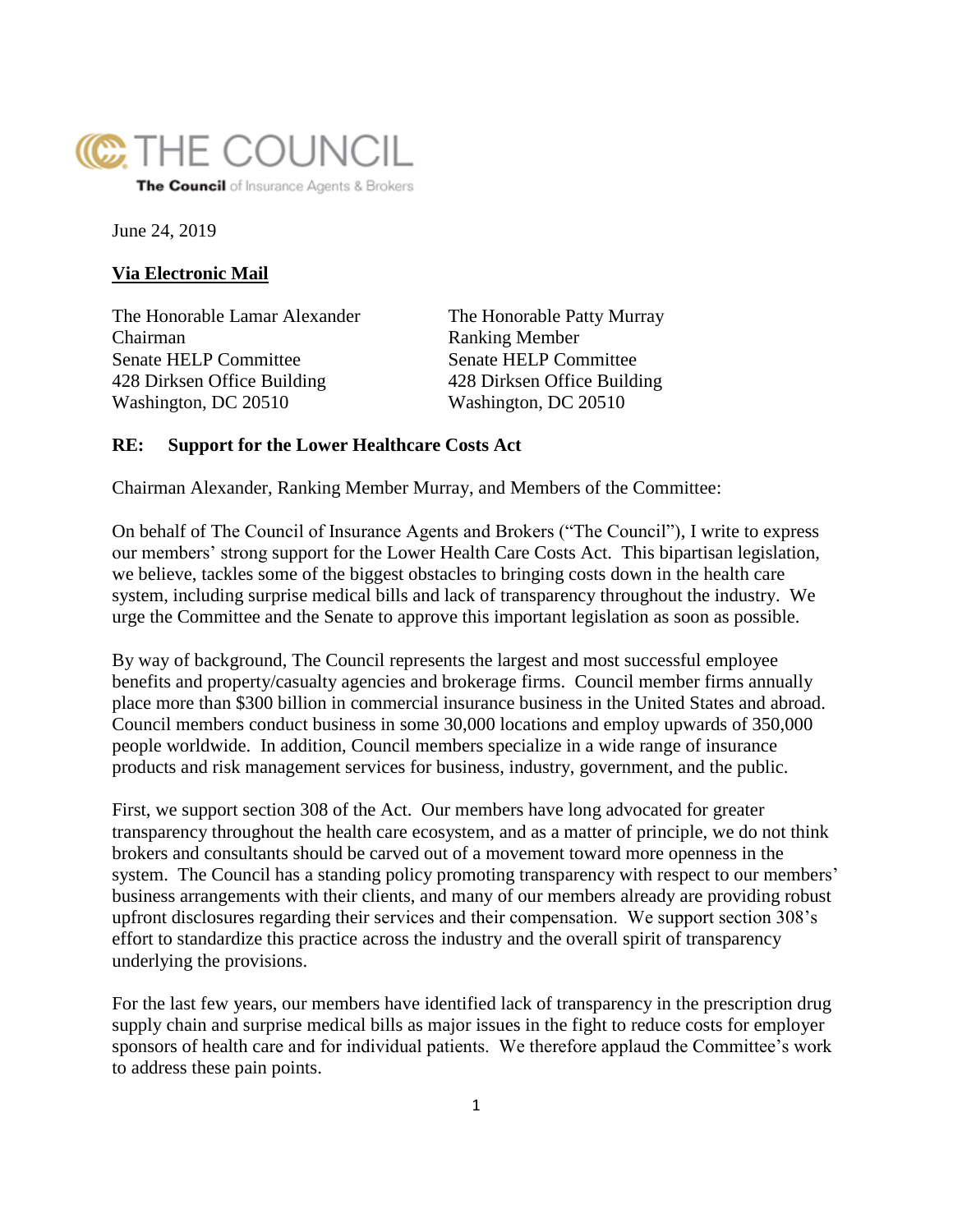THE COUNCIL

**The Council** of Insurance Agents & Brokers

June 24, 2019

**Via Electronic Mail**

The Honorable Lamar Alexander
Chairman
Senate HELP Committee
428 Dirksen Office Building
Washington, DC 20510

The Honorable Patty Murray
Ranking Member
Senate HELP Committee
428 Dirksen Office Building
Washington, DC 20510

**RE: Support for the Lower Healthcare Costs Act**

Chairman Alexander, Ranking Member Murray, and Members of the Committee:

On behalf of The Council of Insurance Agents and Brokers ("The Council"), I write to express our members' strong support for the Lower Health Care Costs Act. This bipartisan legislation, we believe, tackles some of the biggest obstacles to bringing costs down in the health care system, including surprise medical bills and lack of transparency throughout the industry. We urge the Committee and the Senate to approve this important legislation as soon as possible.

By way of background, The Council represents the largest and most successful employee benefits and property/casualty agencies and brokerage firms. Council member firms annually place more than $300 billion in commercial insurance business in the United States and abroad. Council members conduct business in some 30,000 locations and employ upwards of 350,000 people worldwide. In addition, Council members specialize in a wide range of insurance products and risk management services for business, industry, government, and the public.

First, we support section 308 of the Act. Our members have long advocated for greater transparency throughout the health care ecosystem, and as a matter of principle, we do not think brokers and consultants should be carved out of a movement toward more openness in the system. The Council has a standing policy promoting transparency with respect to our members' business arrangements with their clients, and many of our members already are providing robust upfront disclosures regarding their services and their compensation. We support section 308's effort to standardize this practice across the industry and the overall spirit of transparency underlying the provisions.

For the last few years, our members have identified lack of transparency in the prescription drug supply chain and surprise medical bills as major issues in the fight to reduce costs for employer sponsors of health care and for individual patients. We therefore applaud the Committee's work to address these pain points.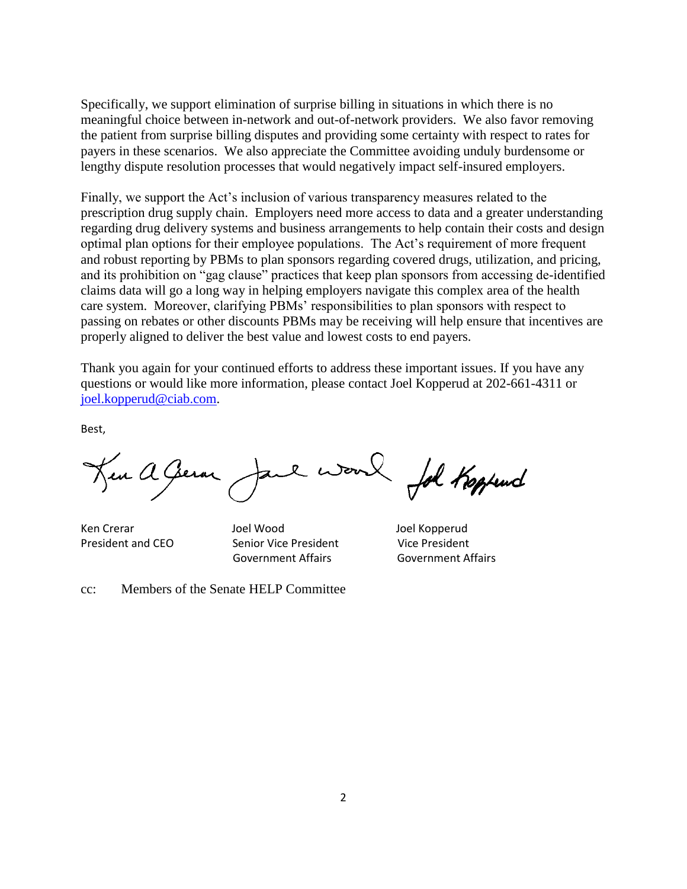Specifically, we support elimination of surprise billing in situations in which there is no meaningful choice between in-network and out-of-network providers. We also favor removing the patient from surprise billing disputes and providing some certainty with respect to rates for payers in these scenarios. We also appreciate the Committee avoiding unduly burdensome or lengthy dispute resolution processes that would negatively impact self-insured employers.

Finally, we support the Act's inclusion of various transparency measures related to the prescription drug supply chain. Employers need more access to data and a greater understanding regarding drug delivery systems and business arrangements to help contain their costs and design optimal plan options for their employee populations. The Act's requirement of more frequent and robust reporting by PBMs to plan sponsors regarding covered drugs, utilization, and pricing, and its prohibition on "gag clause" practices that keep plan sponsors from accessing de-identified claims data will go a long way in helping employers navigate this complex area of the health care system. Moreover, clarifying PBMs' responsibilities to plan sponsors with respect to passing on rebates or other discounts PBMs may be receiving will help ensure that incentives are properly aligned to deliver the best value and lowest costs to end payers.

Thank you again for your continued efforts to address these important issues. If you have any questions or would like more information, please contact Joel Kopperud at 202-661-4311 or [joel.kopperud@ciab.com](mailto:joel.kopperud@ciab.com).

Best,

| | | |
|---|---|---|
| Ken Crerar | Joel Wood | Joel Kopperud |
| President and CEO | Senior Vice President | Vice President |
| | Government Affairs | Government Affairs |

cc: Members of the Senate HELP Committee